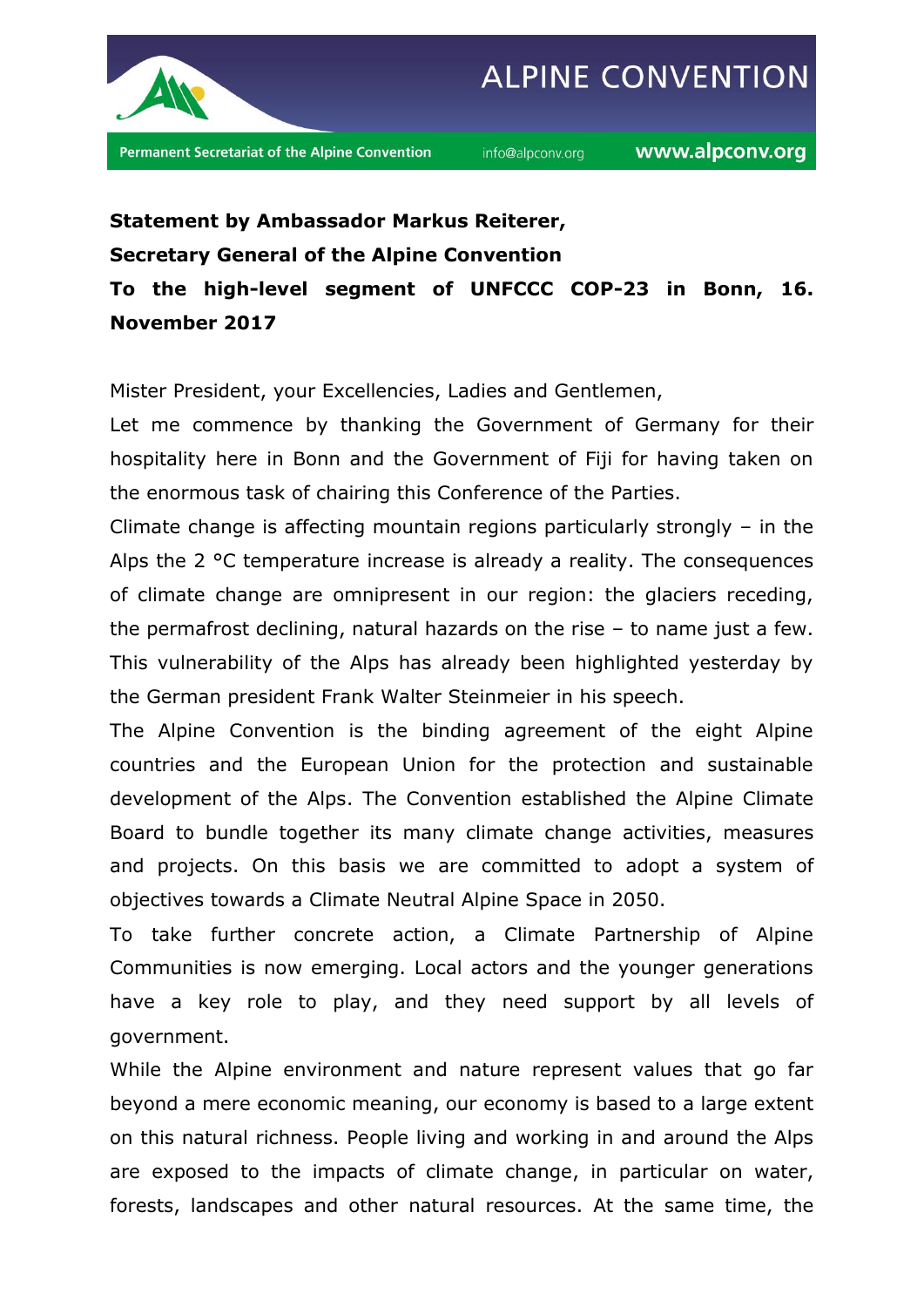**Statement by Ambassador Markus Reiterer,**

**Secretary General of the Alpine Convention**

**To the high-level segment of UNFCCC COP-23 in Bonn, 16. November 2017**

Mister President, your Excellencies, Ladies and Gentlemen,

Let me commence by thanking the Government of Germany for their hospitality here in Bonn and the Government of Fiji for having taken on the enormous task of chairing this Conference of the Parties.

Climate change is affecting mountain regions particularly strongly – in the Alps the 2 °C temperature increase is already a reality. The consequences of climate change are omnipresent in our region: the glaciers receding, the permafrost declining, natural hazards on the rise – to name just a few. This vulnerability of the Alps has already been highlighted yesterday by the German president Frank Walter Steinmeier in his speech.

The Alpine Convention is the binding agreement of the eight Alpine countries and the European Union for the protection and sustainable development of the Alps. The Convention established the Alpine Climate Board to bundle together its many climate change activities, measures and projects. On this basis we are committed to adopt a system of objectives towards a Climate Neutral Alpine Space in 2050.

To take further concrete action, a Climate Partnership of Alpine Communities is now emerging. Local actors and the younger generations have a key role to play, and they need support by all levels of government.

While the Alpine environment and nature represent values that go far beyond a mere economic meaning, our economy is based to a large extent on this natural richness. People living and working in and around the Alps are exposed to the impacts of climate change, in particular on water, forests, landscapes and other natural resources. At the same time, the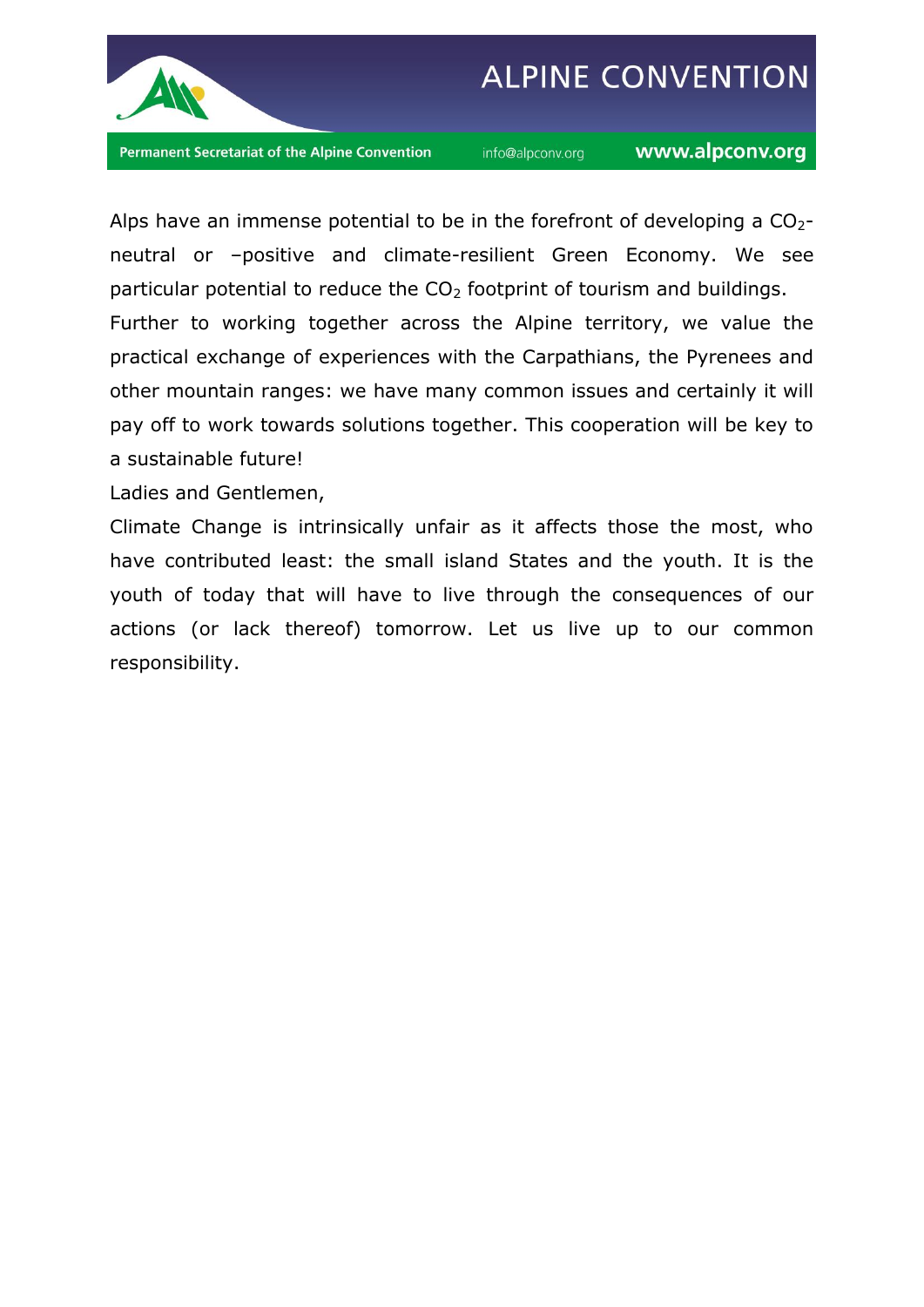Alps have an immense potential to be in the forefront of developing a $CO_2$-neutral or –positive and climate-resilient Green Economy. We see particular potential to reduce the $CO_2$ footprint of tourism and buildings.

Further to working together across the Alpine territory, we value the practical exchange of experiences with the Carpathians, the Pyrenees and other mountain ranges: we have many common issues and certainly it will pay off to work towards solutions together. This cooperation will be key to a sustainable future!

Ladies and Gentlemen,

Climate Change is intrinsically unfair as it affects those the most, who have contributed least: the small island States and the youth. It is the youth of today that will have to live through the consequences of our actions (or lack thereof) tomorrow. Let us live up to our common responsibility.